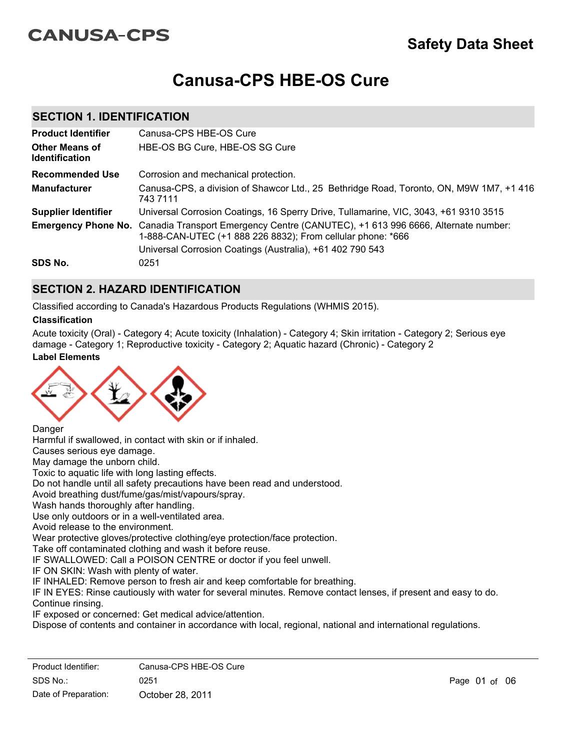CANUSA-CPS

# Safety Data Sheet

# Canusa-CPS HBE-OS Cure

## SECTION 1. IDENTIFICATION

| | |
|---|---|
| **Product Identifier** | Canusa-CPS HBE-OS Cure |
| **Other Means of Identification** | HBE-OS BG Cure, HBE-OS SG Cure |
| **Recommended Use** | Corrosion and mechanical protection. |
| **Manufacturer** | Canusa-CPS, a division of Shawcor Ltd., 25 Bethridge Road, Toronto, ON, M9W 1M7, +1 416 743 7111 |
| **Supplier Identifier** | Universal Corrosion Coatings, 16 Sperry Drive, Tullamarine, VIC, 3043, +61 9310 3515 |
| **Emergency Phone No.** | Canadia Transport Emergency Centre (CANUTEC), +1 613 996 6666, Alternate number: 1-888-CAN-UTEC (+1 888 226 8832); From cellular phone: *666<br>Universal Corrosion Coatings (Australia), +61 402 790 543 |
| **SDS No.** | 0251 |

## SECTION 2. HAZARD IDENTIFICATION

Classified according to Canada's Hazardous Products Regulations (WHMIS 2015).

### Classification

Acute toxicity (Oral) - Category 4; Acute toxicity (Inhalation) - Category 4; Skin irritation - Category 2; Serious eye damage - Category 1; Reproductive toxicity - Category 2; Aquatic hazard (Chronic) - Category 2

### Label Elements

Danger
Harmful if swallowed, in contact with skin or if inhaled.
Causes serious eye damage.
May damage the unborn child.
Toxic to aquatic life with long lasting effects.
Do not handle until all safety precautions have been read and understood.
Avoid breathing dust/fume/gas/mist/vapours/spray.
Wash hands thoroughly after handling.
Use only outdoors or in a well-ventilated area.
Avoid release to the environment.
Wear protective gloves/protective clothing/eye protection/face protection.
Take off contaminated clothing and wash it before reuse.
IF SWALLOWED: Call a POISON CENTRE or doctor if you feel unwell.
IF ON SKIN: Wash with plenty of water.
IF INHALED: Remove person to fresh air and keep comfortable for breathing.
IF IN EYES: Rinse cautiously with water for several minutes. Remove contact lenses, if present and easy to do. Continue rinsing.
IF exposed or concerned: Get medical advice/attention.
Dispose of contents and container in accordance with local, regional, national and international regulations.

Product Identifier: Canusa-CPS HBE-OS Cure
SDS No.: 0251
Date of Preparation: October 28, 2011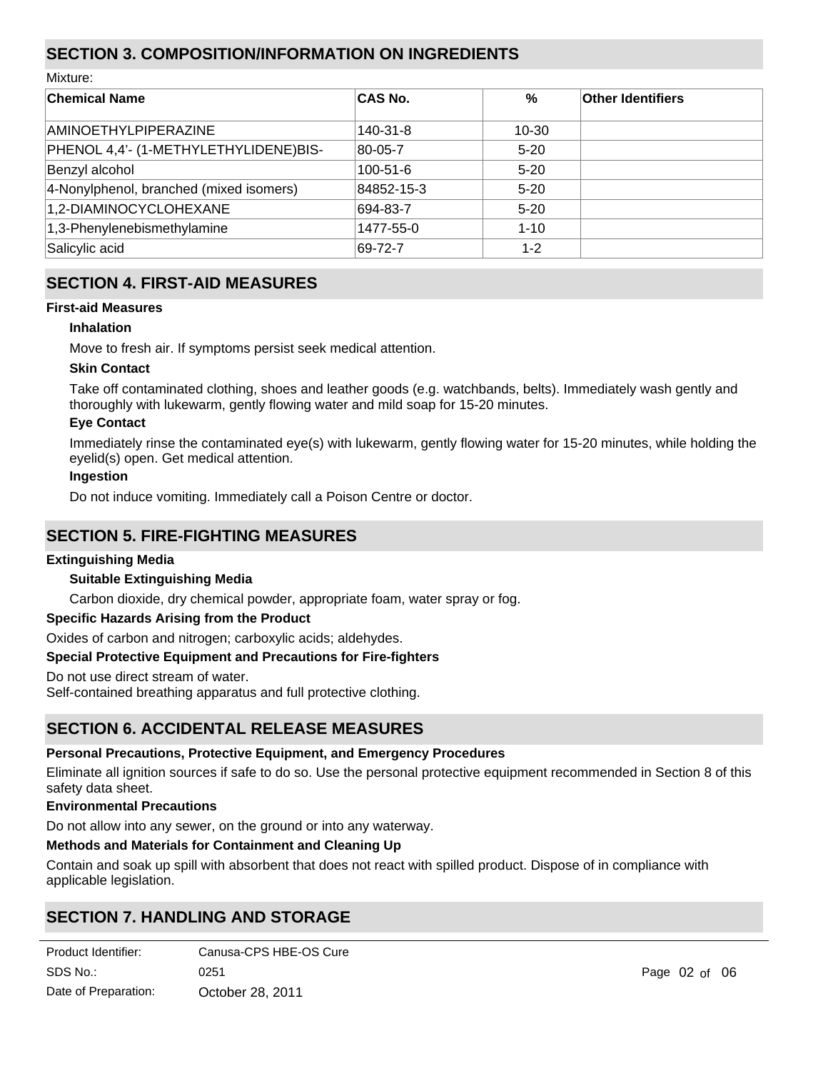## SECTION 3. COMPOSITION/INFORMATION ON INGREDIENTS

Mixture:

| Chemical Name | CAS No. | % | Other Identifiers |
|---|---|---|---|
| AMINOETHYLPIPERAZINE | 140-31-8 | 10-30 | |
| PHENOL 4,4'- (1-METHYLETHYLIDENE)BIS- | 80-05-7 | 5-20 | |
| Benzyl alcohol | 100-51-6 | 5-20 | |
| 4-Nonylphenol, branched (mixed isomers) | 84852-15-3 | 5-20 | |
| 1,2-DIAMINOCYCLOHEXANE | 694-83-7 | 5-20 | |
| 1,3-Phenylenebismethylamine | 1477-55-0 | 1-10 | |
| Salicylic acid | 69-72-7 | 1-2 | |

## SECTION 4. FIRST-AID MEASURES

**First-aid Measures**

**Inhalation**

Move to fresh air. If symptoms persist seek medical attention.

**Skin Contact**

Take off contaminated clothing, shoes and leather goods (e.g. watchbands, belts). Immediately wash gently and thoroughly with lukewarm, gently flowing water and mild soap for 15-20 minutes.

**Eye Contact**

Immediately rinse the contaminated eye(s) with lukewarm, gently flowing water for 15-20 minutes, while holding the eyelid(s) open. Get medical attention.

**Ingestion**

Do not induce vomiting. Immediately call a Poison Centre or doctor.

## SECTION 5. FIRE-FIGHTING MEASURES

**Extinguishing Media**

**Suitable Extinguishing Media**

Carbon dioxide, dry chemical powder, appropriate foam, water spray or fog.

**Specific Hazards Arising from the Product**

Oxides of carbon and nitrogen; carboxylic acids; aldehydes.

**Special Protective Equipment and Precautions for Fire-fighters**

Do not use direct stream of water.
Self-contained breathing apparatus and full protective clothing.

## SECTION 6. ACCIDENTAL RELEASE MEASURES

**Personal Precautions, Protective Equipment, and Emergency Procedures**

Eliminate all ignition sources if safe to do so. Use the personal protective equipment recommended in Section 8 of this safety data sheet.

**Environmental Precautions**

Do not allow into any sewer, on the ground or into any waterway.

**Methods and Materials for Containment and Cleaning Up**

Contain and soak up spill with absorbent that does not react with spilled product. Dispose of in compliance with applicable legislation.

## SECTION 7. HANDLING AND STORAGE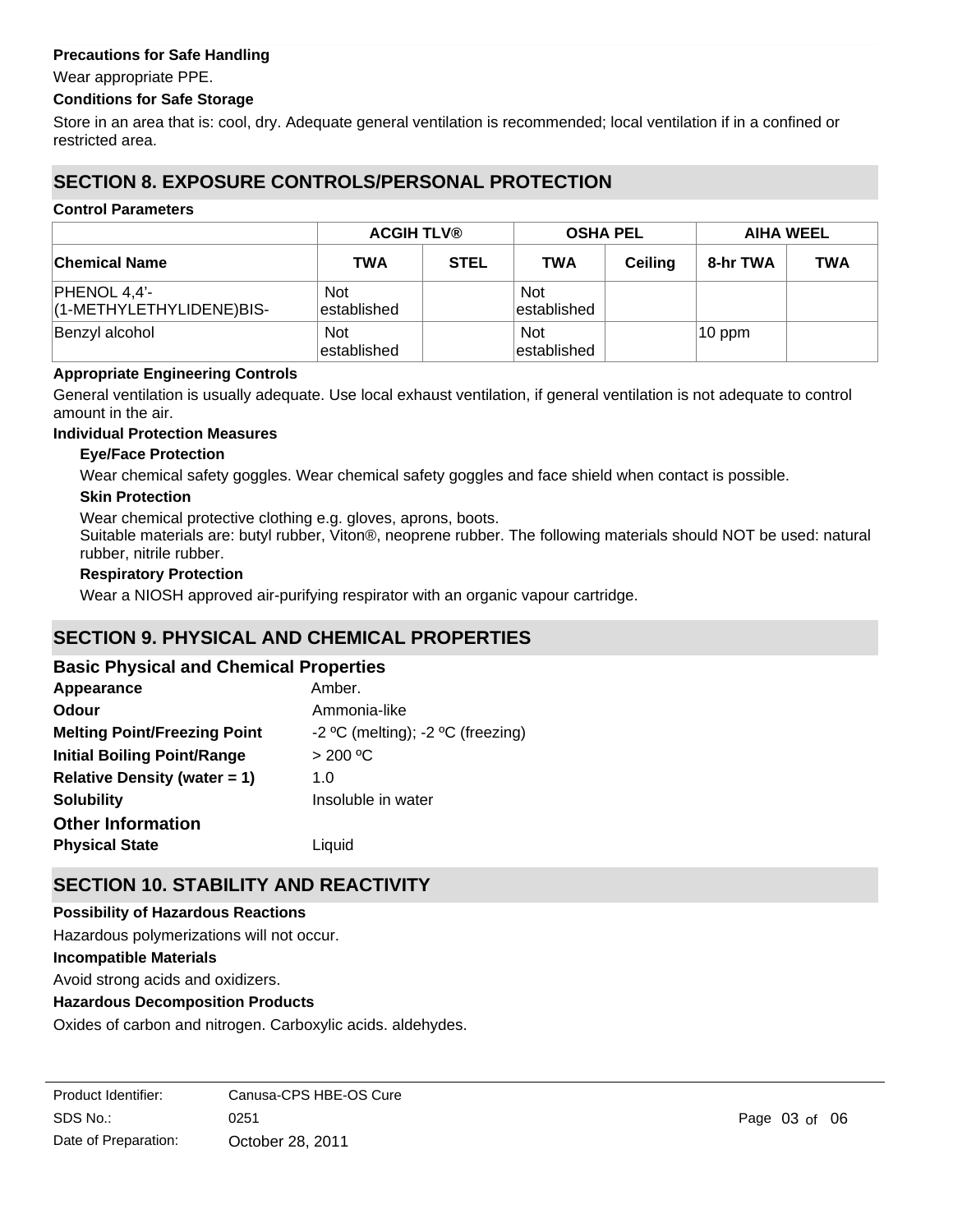**Precautions for Safe Handling**

Wear appropriate PPE.

**Conditions for Safe Storage**

Store in an area that is: cool, dry. Adequate general ventilation is recommended; local ventilation if in a confined or restricted area.

## SECTION 8. EXPOSURE CONTROLS/PERSONAL PROTECTION

**Control Parameters**

| | ACGIH TLV® | | OSHA PEL | | AIHA WEEL | |
|---|---|---|---|---|---|---|
| **Chemical Name** | **TWA** | **STEL** | **TWA** | **Ceiling** | **8-hr TWA** | **TWA** |
| PHENOL 4,4'-(1-METHYLETHYLIDENE)BIS- | Not established | | Not established | | | |
| Benzyl alcohol | Not established | | Not established | | 10 ppm | |

**Appropriate Engineering Controls**

General ventilation is usually adequate. Use local exhaust ventilation, if general ventilation is not adequate to control amount in the air.

**Individual Protection Measures**

**Eye/Face Protection**

Wear chemical safety goggles. Wear chemical safety goggles and face shield when contact is possible.

**Skin Protection**

Wear chemical protective clothing e.g. gloves, aprons, boots.
Suitable materials are: butyl rubber, Viton®, neoprene rubber. The following materials should NOT be used: natural rubber, nitrile rubber.

**Respiratory Protection**

Wear a NIOSH approved air-purifying respirator with an organic vapour cartridge.

## SECTION 9. PHYSICAL AND CHEMICAL PROPERTIES

### Basic Physical and Chemical Properties

**Appearance** Amber.

**Odour** Ammonia-like

**Melting Point/Freezing Point** -2 ºC (melting); -2 ºC (freezing)

**Initial Boiling Point/Range** > 200 ºC

**Relative Density (water = 1)** 1.0

**Solubility** Insoluble in water

### Other Information

**Physical State** Liquid

## SECTION 10. STABILITY AND REACTIVITY

**Possibility of Hazardous Reactions**

Hazardous polymerizations will not occur.

**Incompatible Materials**

Avoid strong acids and oxidizers.

**Hazardous Decomposition Products**

Oxides of carbon and nitrogen. Carboxylic acids. aldehydes.

Product Identifier: Canusa-CPS HBE-OS Cure
SDS No.: 0251
Date of Preparation: October 28, 2011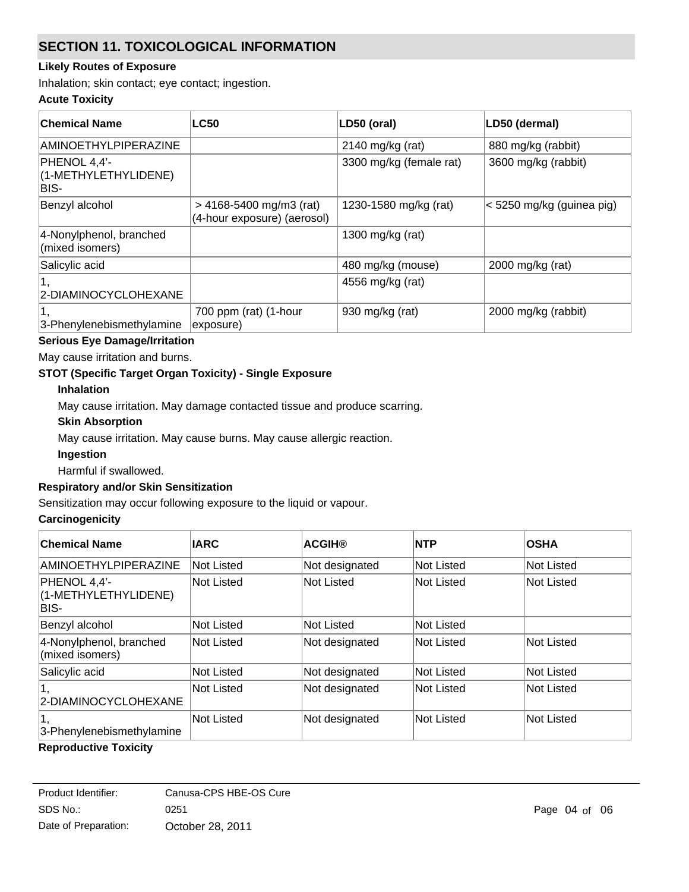## SECTION 11. TOXICOLOGICAL INFORMATION

**Likely Routes of Exposure**

Inhalation; skin contact; eye contact; ingestion.

**Acute Toxicity**

| Chemical Name | LC50 | LD50 (oral) | LD50 (dermal) |
|---|---|---|---|
| AMINOETHYLPIPERAZINE | | 2140 mg/kg (rat) | 880 mg/kg (rabbit) |
| PHENOL 4,4'-(1-METHYLETHYLIDENE) BIS- | | 3300 mg/kg (female rat) | 3600 mg/kg (rabbit) |
| Benzyl alcohol | > 4168-5400 mg/m3 (rat) (4-hour exposure) (aerosol) | 1230-1580 mg/kg (rat) | < 5250 mg/kg (guinea pig) |
| 4-Nonylphenol, branched (mixed isomers) | | 1300 mg/kg (rat) | |
| Salicylic acid | | 480 mg/kg (mouse) | 2000 mg/kg (rat) |
| 1, 2-DIAMINOCYCLOHEXANE | | 4556 mg/kg (rat) | |
| 1, 3-Phenylenebismethylamine | 700 ppm (rat) (1-hour exposure) | 930 mg/kg (rat) | 2000 mg/kg (rabbit) |

**Serious Eye Damage/Irritation**

May cause irritation and burns.

**STOT (Specific Target Organ Toxicity) - Single Exposure**

**Inhalation**

May cause irritation. May damage contacted tissue and produce scarring.

**Skin Absorption**

May cause irritation. May cause burns. May cause allergic reaction.

**Ingestion**

Harmful if swallowed.

**Respiratory and/or Skin Sensitization**

Sensitization may occur following exposure to the liquid or vapour.

**Carcinogenicity**

| Chemical Name | IARC | ACGIH® | NTP | OSHA |
|---|---|---|---|---|
| AMINOETHYLPIPERAZINE | Not Listed | Not designated | Not Listed | Not Listed |
| PHENOL 4,4'-(1-METHYLETHYLIDENE) BIS- | Not Listed | Not Listed | Not Listed | Not Listed |
| Benzyl alcohol | Not Listed | Not Listed | Not Listed | |
| 4-Nonylphenol, branched (mixed isomers) | Not Listed | Not designated | Not Listed | Not Listed |
| Salicylic acid | Not Listed | Not designated | Not Listed | Not Listed |
| 1, 2-DIAMINOCYCLOHEXANE | Not Listed | Not designated | Not Listed | Not Listed |
| 1, 3-Phenylenebismethylamine | Not Listed | Not designated | Not Listed | Not Listed |

**Reproductive Toxicity**

| | |
|---|---|
| Product Identifier: | Canusa-CPS HBE-OS Cure |
| SDS No.: | 0251 |
| Date of Preparation: | October 28, 2011 |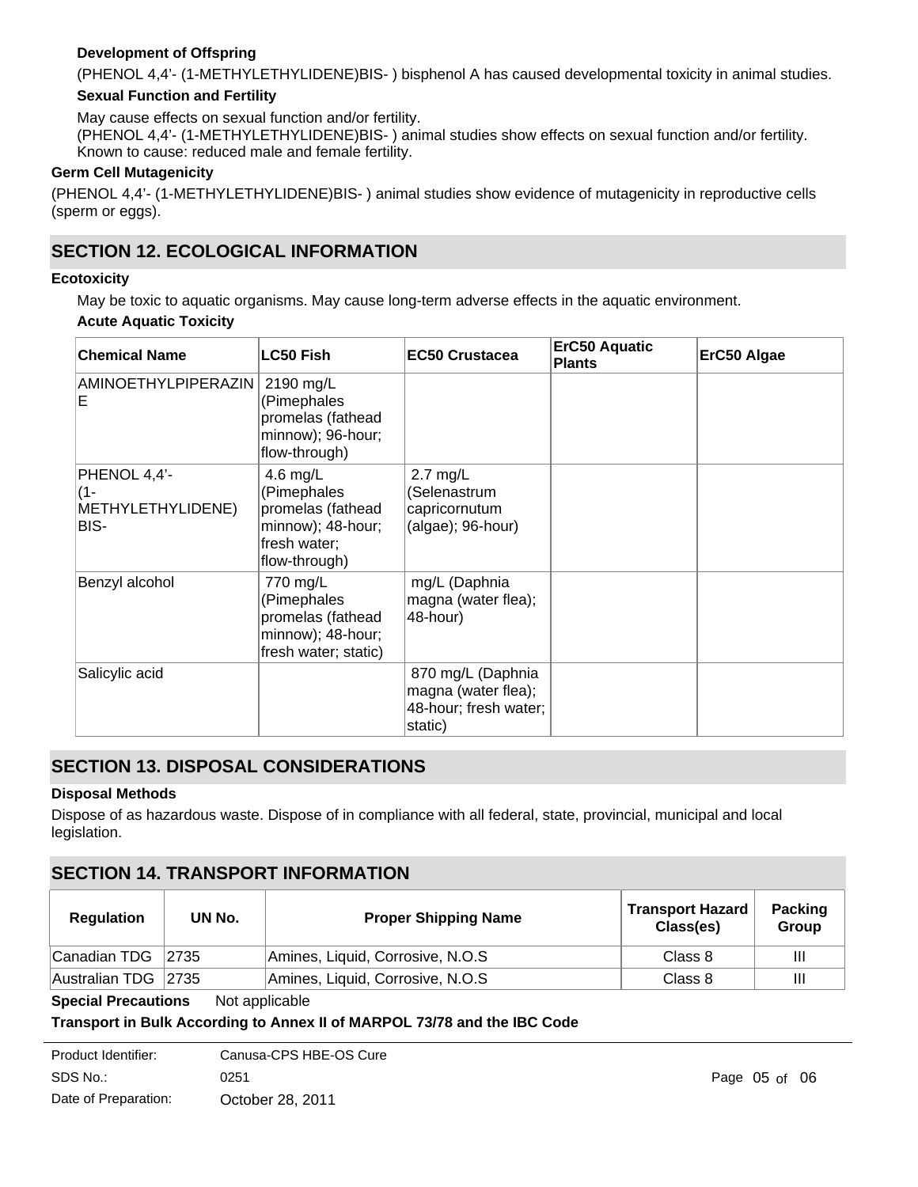**Development of Offspring**

(PHENOL 4,4'- (1-METHYLETHYLIDENE)BIS- ) bisphenol A has caused developmental toxicity in animal studies.

**Sexual Function and Fertility**

May cause effects on sexual function and/or fertility.
(PHENOL 4,4'- (1-METHYLETHYLIDENE)BIS- ) animal studies show effects on sexual function and/or fertility.
Known to cause: reduced male and female fertility.

**Germ Cell Mutagenicity**

(PHENOL 4,4'- (1-METHYLETHYLIDENE)BIS- ) animal studies show evidence of mutagenicity in reproductive cells (sperm or eggs).

## SECTION 12. ECOLOGICAL INFORMATION

**Ecotoxicity**

May be toxic to aquatic organisms. May cause long-term adverse effects in the aquatic environment.

**Acute Aquatic Toxicity**

| Chemical Name | LC50 Fish | EC50 Crustacea | ErC50 Aquatic Plants | ErC50 Algae |
|---|---|---|---|---|
| AMINOETHYLPIPERAZINE | 2190 mg/L (Pimephales promelas (fathead minnow); 96-hour; flow-through) | | | |
| PHENOL 4,4'- (1-METHYLETHYLIDENE) BIS- | 4.6 mg/L (Pimephales promelas (fathead minnow); 48-hour; fresh water; flow-through) | 2.7 mg/L (Selenastrum capricornutum (algae); 96-hour) | | |
| Benzyl alcohol | 770 mg/L (Pimephales promelas (fathead minnow); 48-hour; fresh water; static) | mg/L (Daphnia magna (water flea); 48-hour) | | |
| Salicylic acid | | 870 mg/L (Daphnia magna (water flea); 48-hour; fresh water; static) | | |

## SECTION 13. DISPOSAL CONSIDERATIONS

**Disposal Methods**

Dispose of as hazardous waste. Dispose of in compliance with all federal, state, provincial, municipal and local legislation.

## SECTION 14. TRANSPORT INFORMATION

| Regulation | UN No. | Proper Shipping Name | Transport Hazard Class(es) | Packing Group |
|---|---|---|---|---|
| Canadian TDG | 2735 | Amines, Liquid, Corrosive, N.O.S | Class 8 | III |
| Australian TDG | 2735 | Amines, Liquid, Corrosive, N.O.S | Class 8 | III |

**Special Precautions** Not applicable

**Transport in Bulk According to Annex II of MARPOL 73/78 and the IBC Code**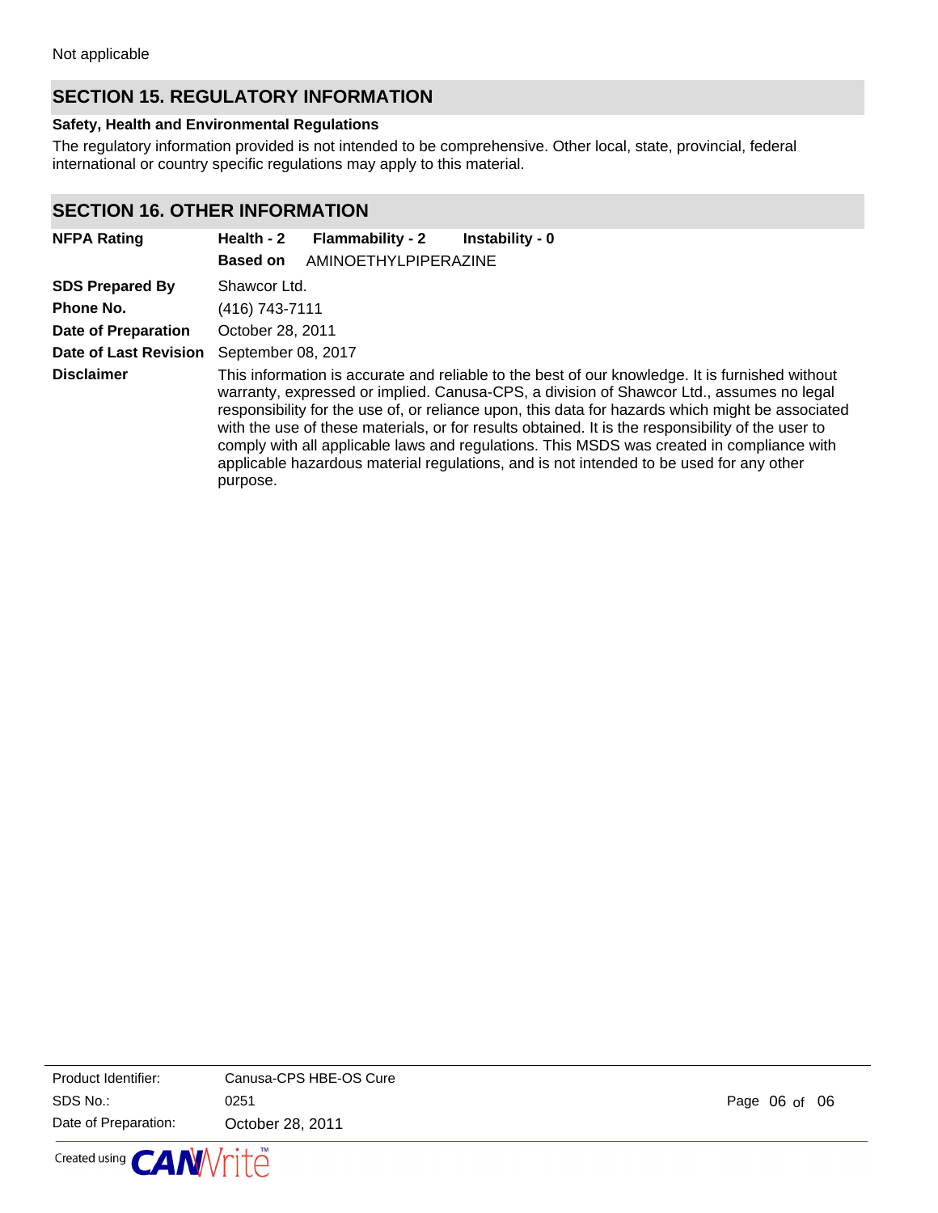Not applicable

## SECTION 15. REGULATORY INFORMATION

**Safety, Health and Environmental Regulations**

The regulatory information provided is not intended to be comprehensive. Other local, state, provincial, federal international or country specific regulations may apply to this material.

## SECTION 16. OTHER INFORMATION

| | |
|---|---|
| **NFPA Rating** | **Health - 2** **Flammability - 2** **Instability - 0**<br>**Based on** AMINOETHYLPIPERAZINE |
| **SDS Prepared By** | Shawcor Ltd. |
| **Phone No.** | (416) 743-7111 |
| **Date of Preparation** | October 28, 2011 |
| **Date of Last Revision** | September 08, 2017 |
| **Disclaimer** | This information is accurate and reliable to the best of our knowledge. It is furnished without warranty, expressed or implied. Canusa-CPS, a division of Shawcor Ltd., assumes no legal responsibility for the use of, or reliance upon, this data for hazards which might be associated with the use of these materials, or for results obtained. It is the responsibility of the user to comply with all applicable laws and regulations. This MSDS was created in compliance with applicable hazardous material regulations, and is not intended to be used for any other purpose. |